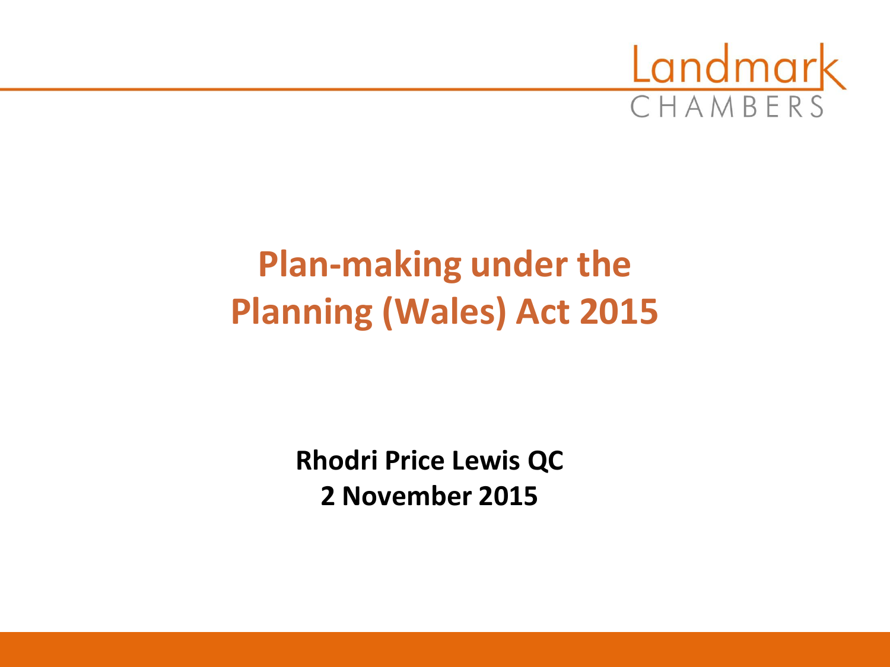Landmark CHAMBERS

# Plan-making under the Planning (Wales) Act 2015

**Rhodri Price Lewis QC**
**2 November 2015**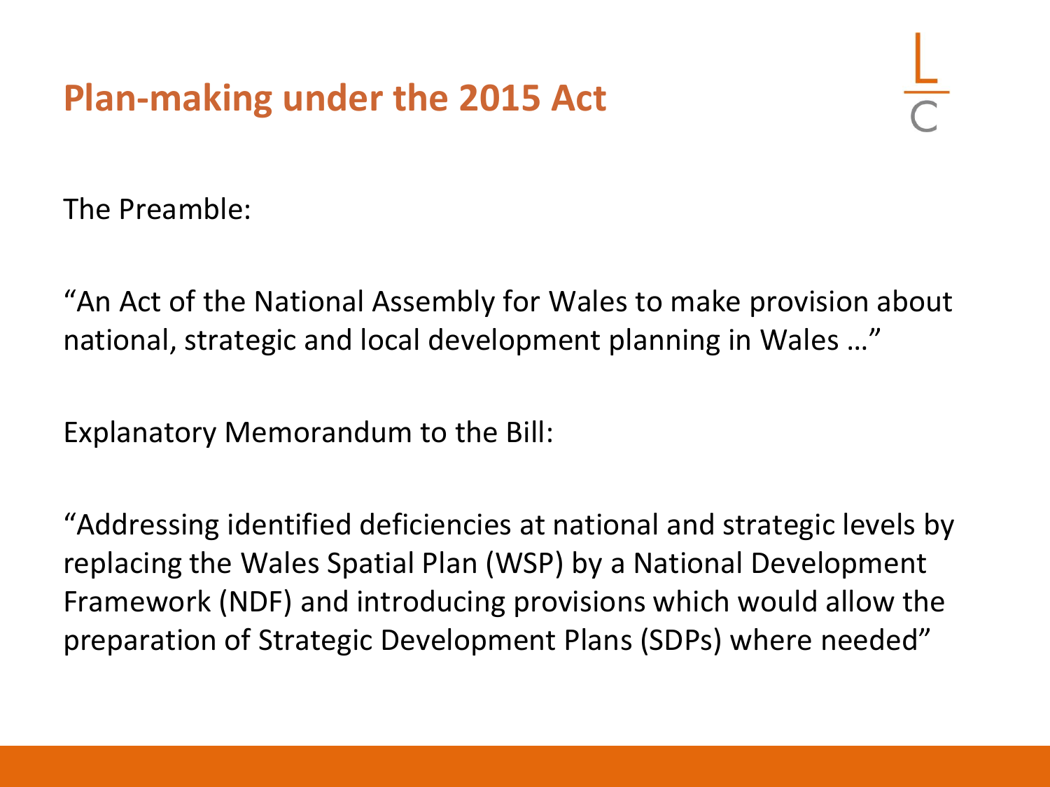# Plan-making under the 2015 Act

The Preamble:

"An Act of the National Assembly for Wales to make provision about national, strategic and local development planning in Wales …"

Explanatory Memorandum to the Bill:

"Addressing identified deficiencies at national and strategic levels by replacing the Wales Spatial Plan (WSP) by a National Development Framework (NDF) and introducing provisions which would allow the preparation of Strategic Development Plans (SDPs) where needed"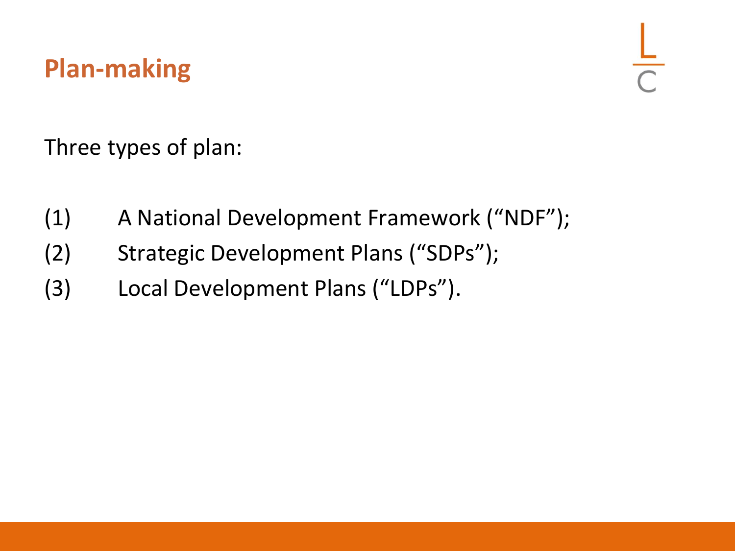# Plan-making

Three types of plan:

(1) A National Development Framework ("NDF");

(2) Strategic Development Plans ("SDPs");

(3) Local Development Plans ("LDPs").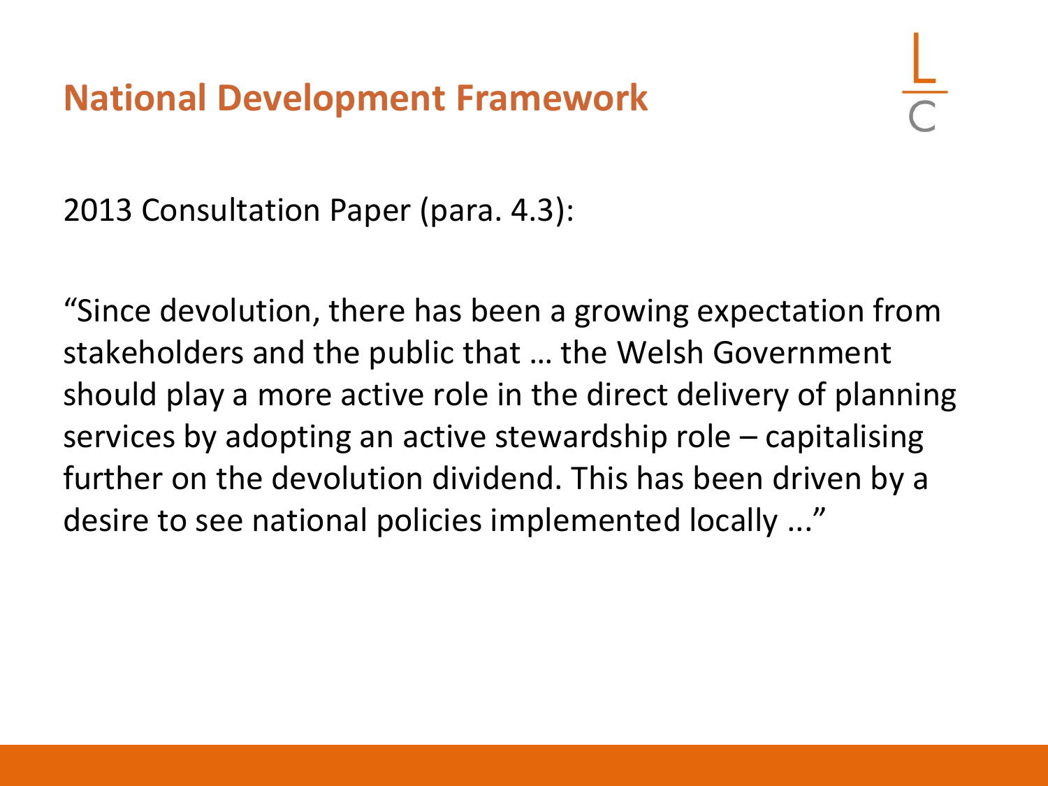# National Development Framework

2013 Consultation Paper (para. 4.3):

"Since devolution, there has been a growing expectation from stakeholders and the public that … the Welsh Government should play a more active role in the direct delivery of planning services by adopting an active stewardship role – capitalising further on the devolution dividend. This has been driven by a desire to see national policies implemented locally ..."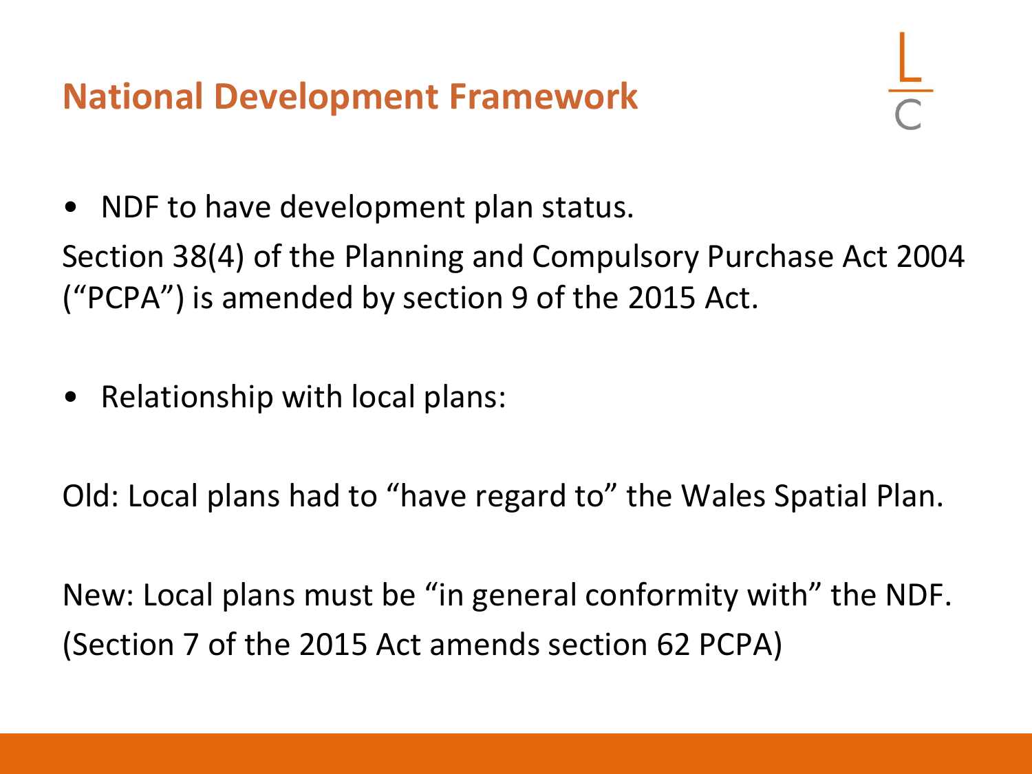## National Development Framework

- NDF to have development plan status.

Section 38(4) of the Planning and Compulsory Purchase Act 2004 ("PCPA") is amended by section 9 of the 2015 Act.

- Relationship with local plans:

Old: Local plans had to "have regard to" the Wales Spatial Plan.

New: Local plans must be "in general conformity with" the NDF. (Section 7 of the 2015 Act amends section 62 PCPA)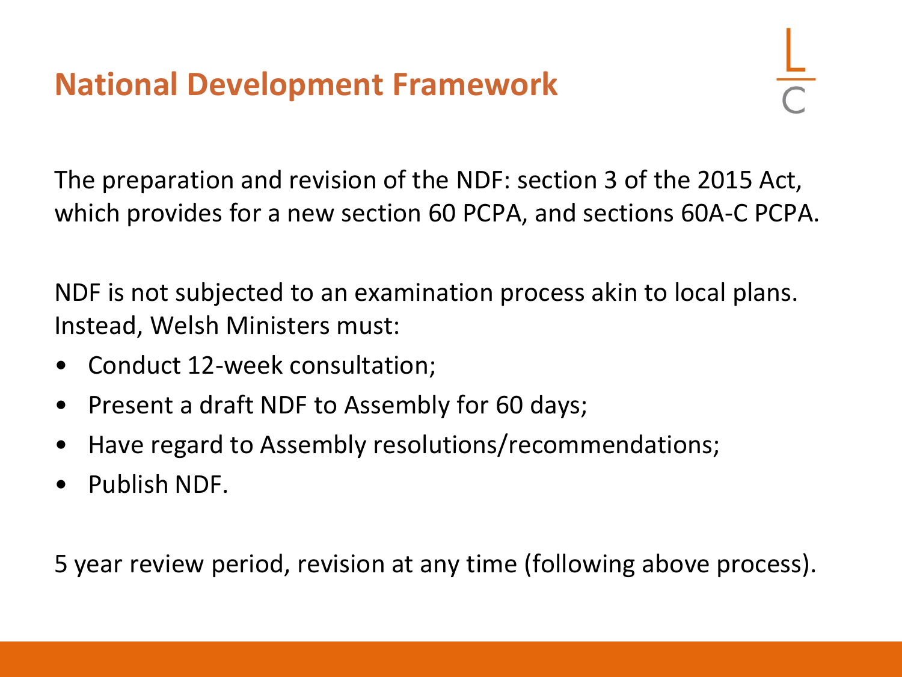# National Development Framework

The preparation and revision of the NDF: section 3 of the 2015 Act, which provides for a new section 60 PCPA, and sections 60A-C PCPA.

NDF is not subjected to an examination process akin to local plans. Instead, Welsh Ministers must:

- Conduct 12-week consultation;
- Present a draft NDF to Assembly for 60 days;
- Have regard to Assembly resolutions/recommendations;
- Publish NDF.

5 year review period, revision at any time (following above process).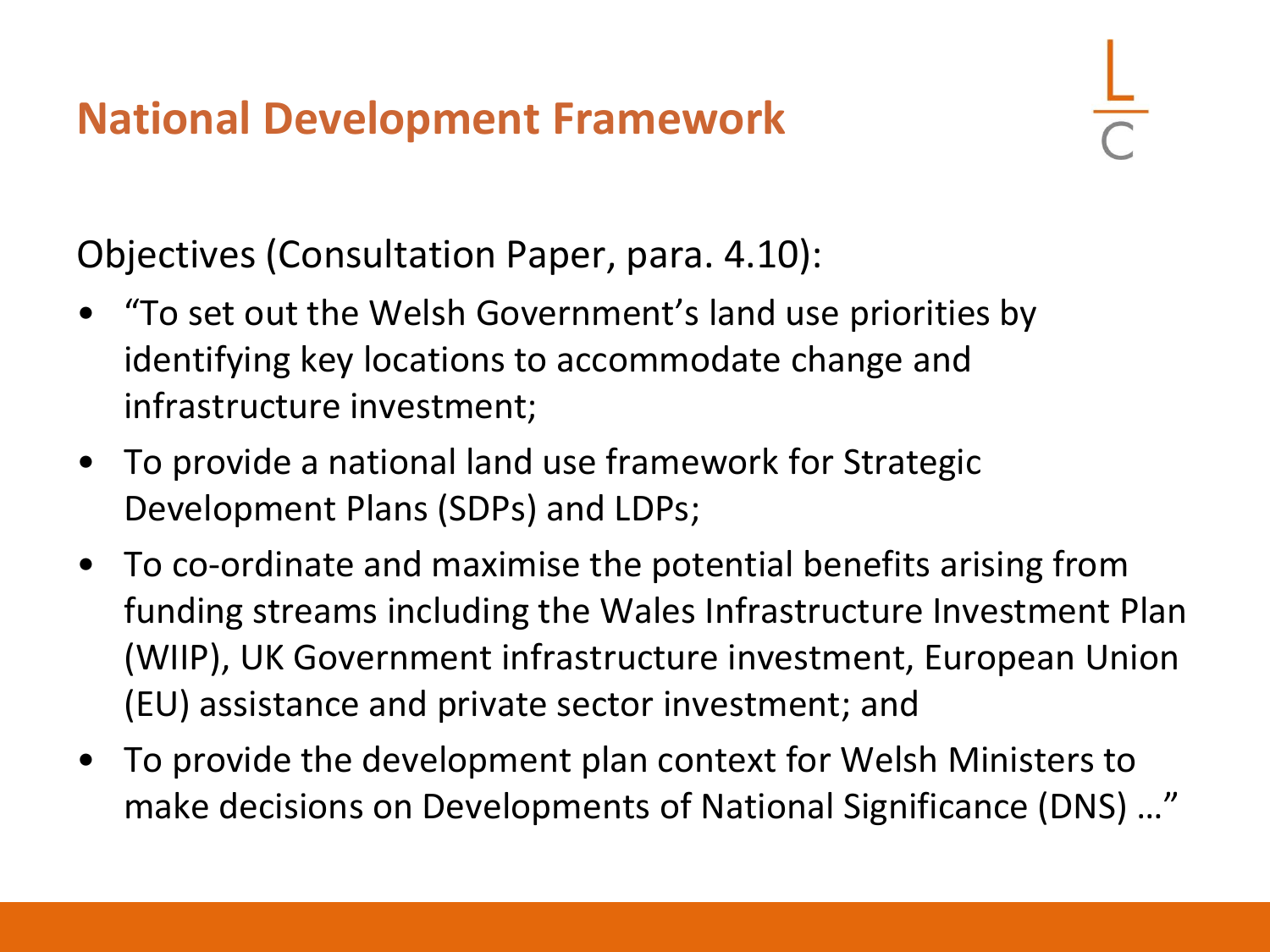# National Development Framework

Objectives (Consultation Paper, para. 4.10):

- "To set out the Welsh Government's land use priorities by identifying key locations to accommodate change and infrastructure investment;
- To provide a national land use framework for Strategic Development Plans (SDPs) and LDPs;
- To co-ordinate and maximise the potential benefits arising from funding streams including the Wales Infrastructure Investment Plan (WIIP), UK Government infrastructure investment, European Union (EU) assistance and private sector investment; and
- To provide the development plan context for Welsh Ministers to make decisions on Developments of National Significance (DNS) …"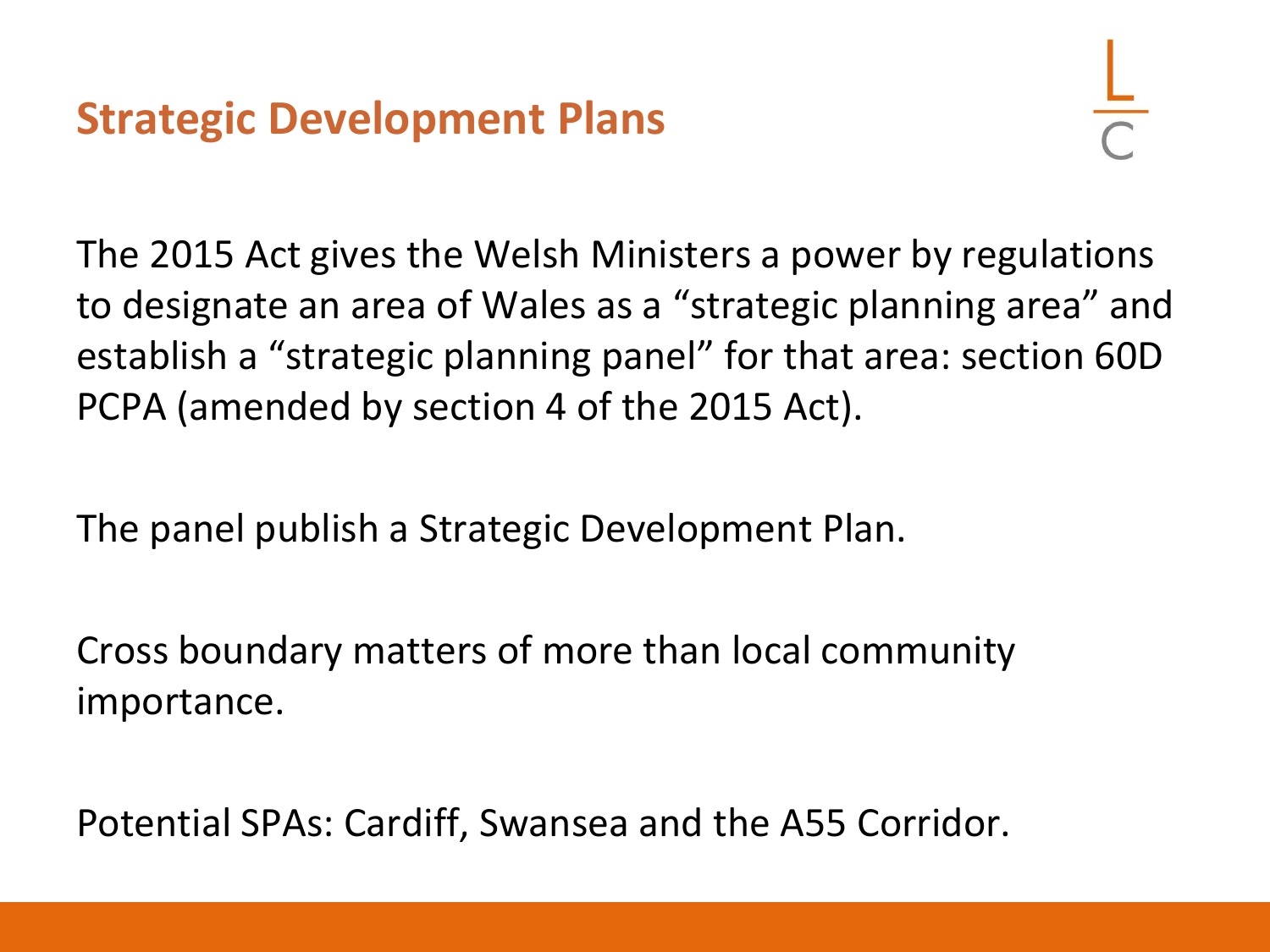## Strategic Development Plans

The 2015 Act gives the Welsh Ministers a power by regulations to designate an area of Wales as a "strategic planning area" and establish a "strategic planning panel" for that area: section 60D PCPA (amended by section 4 of the 2015 Act).

The panel publish a Strategic Development Plan.

Cross boundary matters of more than local community importance.

Potential SPAs: Cardiff, Swansea and the A55 Corridor.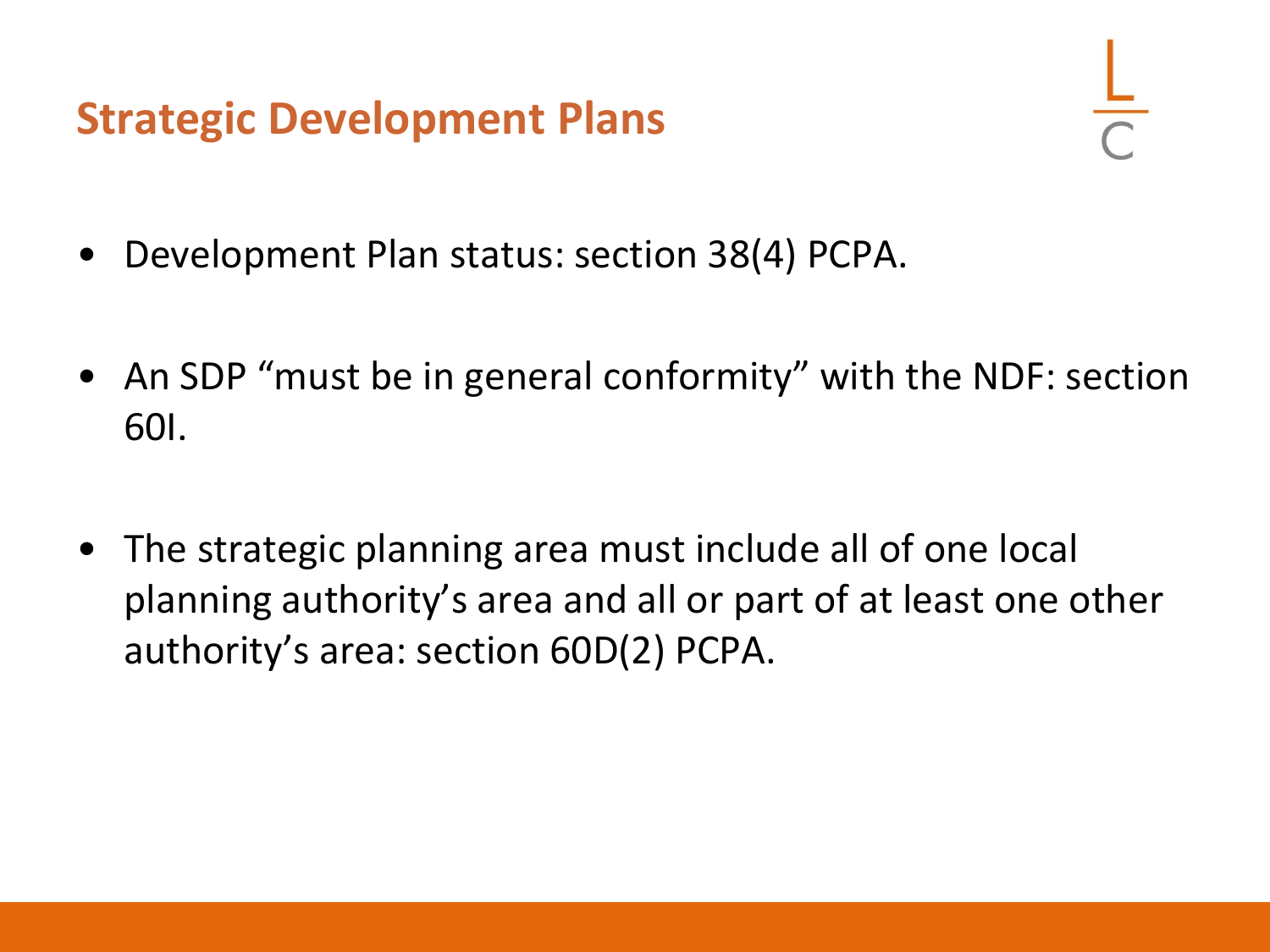## Strategic Development Plans

- Development Plan status: section 38(4) PCPA.
- An SDP "must be in general conformity" with the NDF: section 60I.
- The strategic planning area must include all of one local planning authority's area and all or part of at least one other authority's area: section 60D(2) PCPA.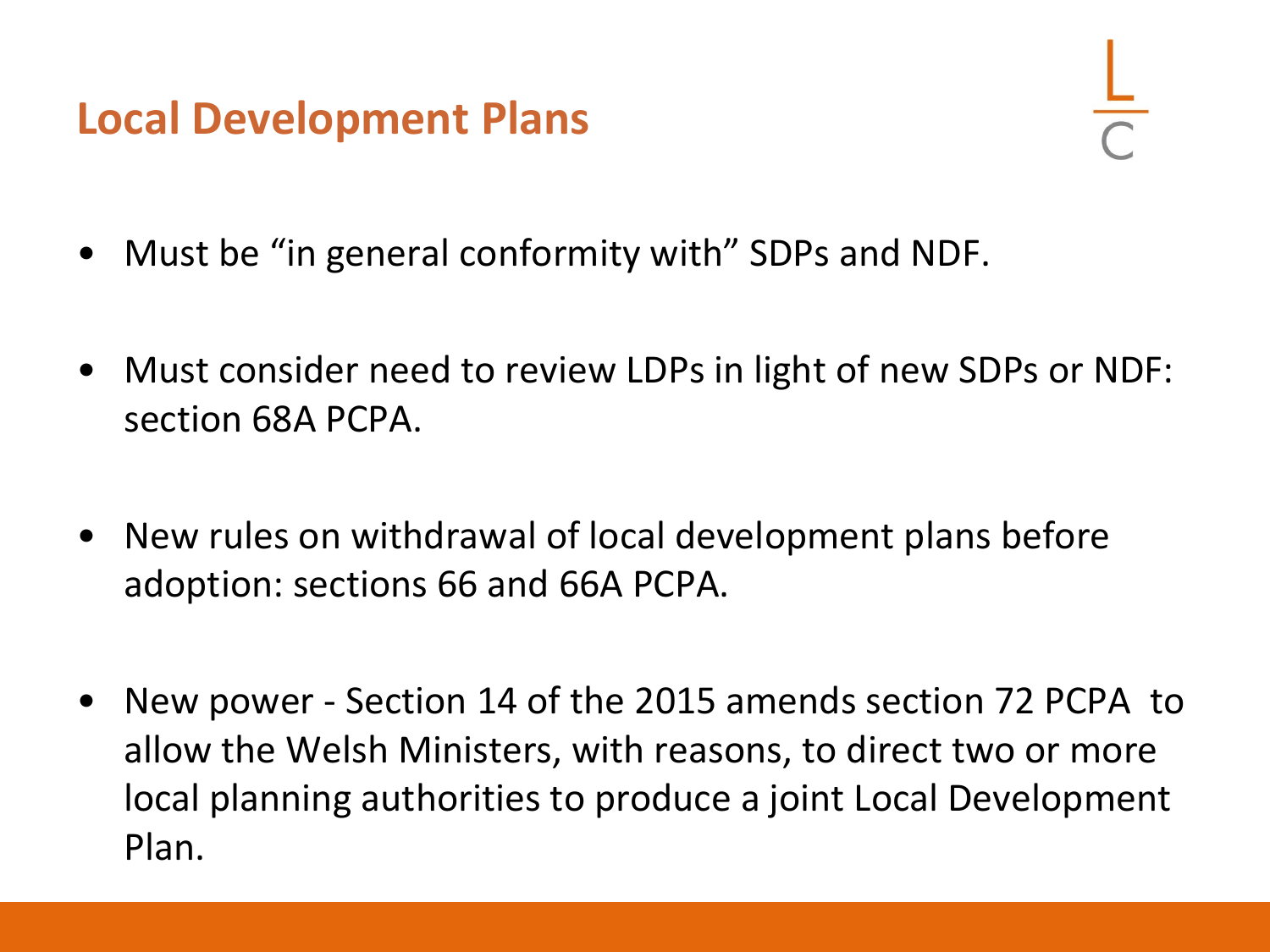## Local Development Plans

- Must be "in general conformity with" SDPs and NDF.
- Must consider need to review LDPs in light of new SDPs or NDF: section 68A PCPA.
- New rules on withdrawal of local development plans before adoption: sections 66 and 66A PCPA.
- New power - Section 14 of the 2015 amends section 72 PCPA to allow the Welsh Ministers, with reasons, to direct two or more local planning authorities to produce a joint Local Development Plan.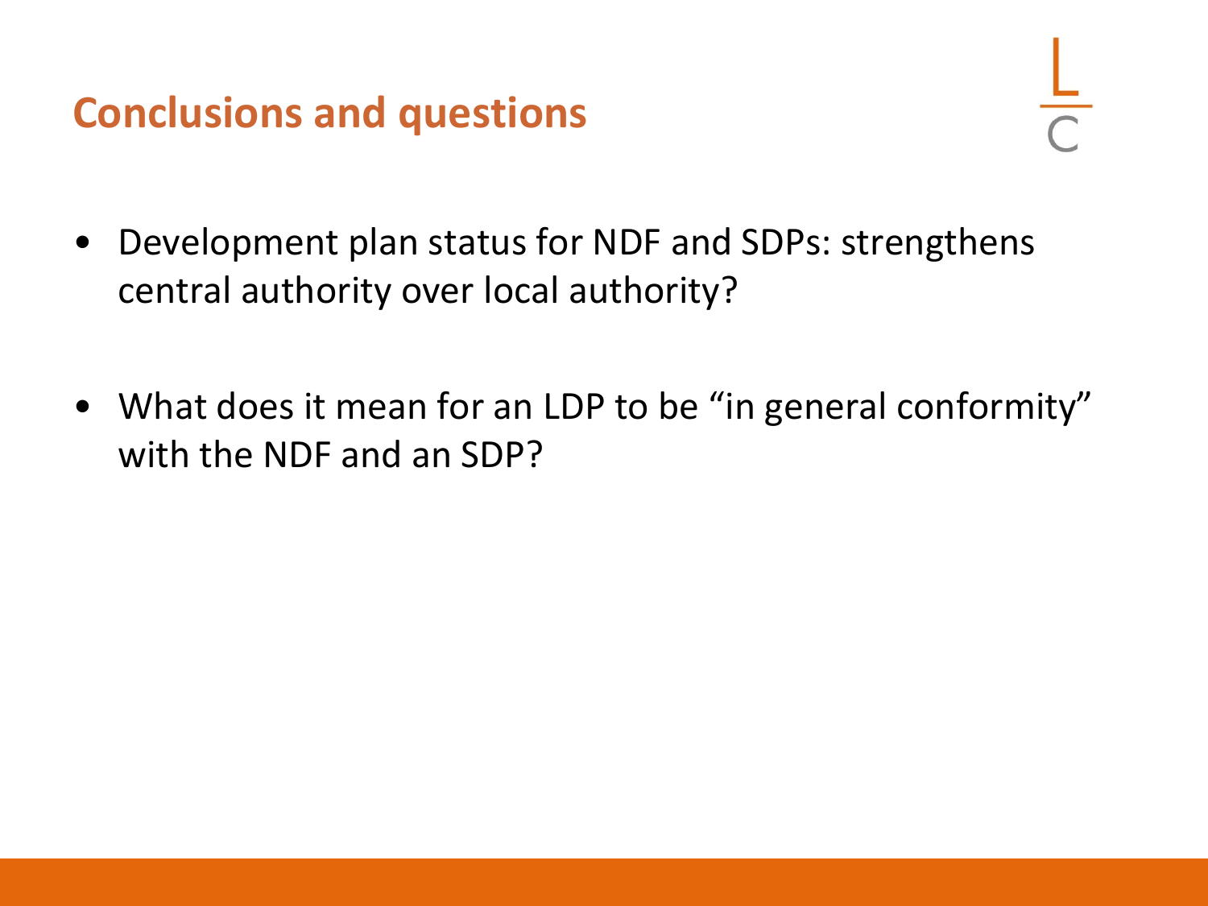## Conclusions and questions

- Development plan status for NDF and SDPs: strengthens central authority over local authority?

- What does it mean for an LDP to be “in general conformity” with the NDF and an SDP?